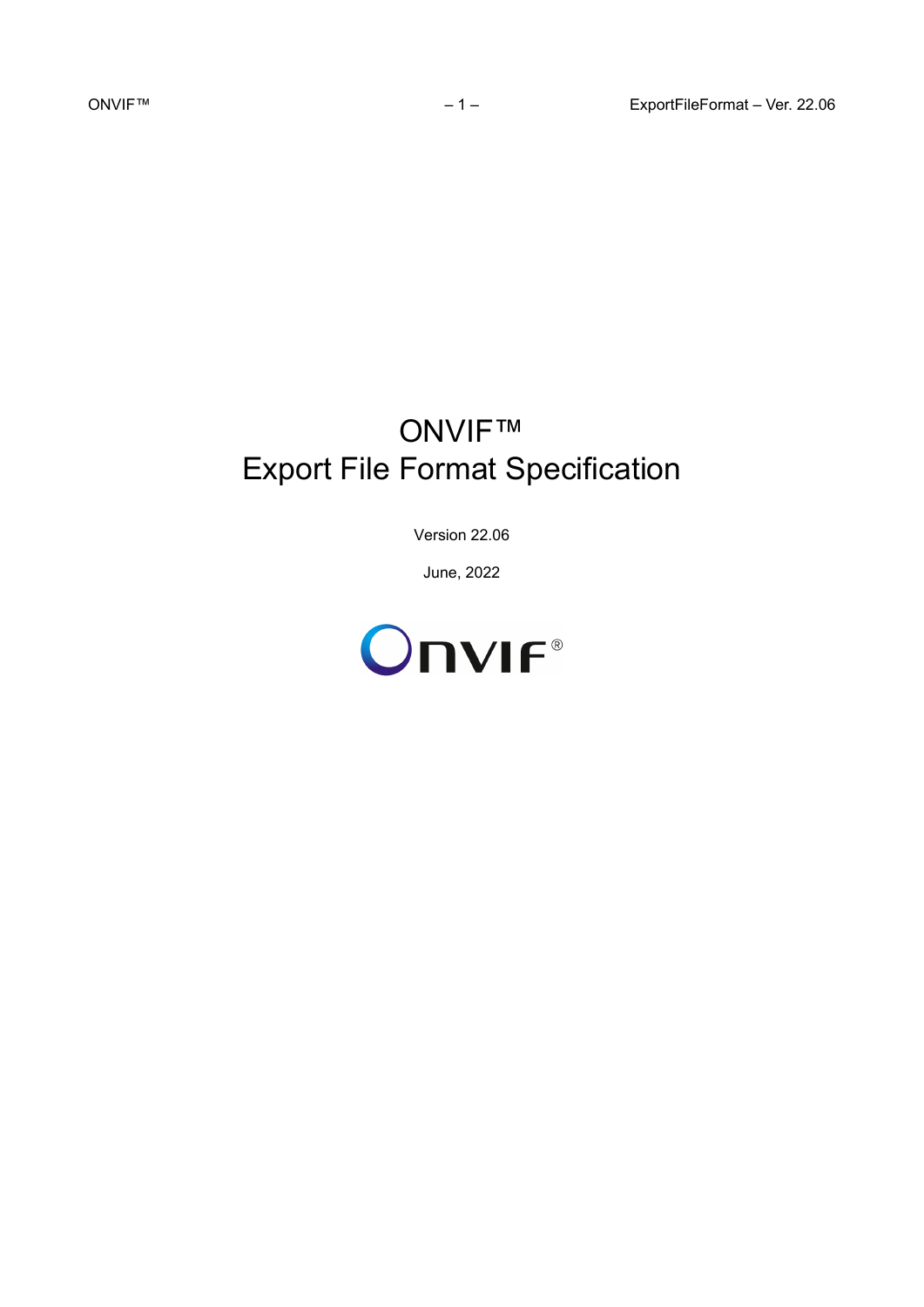# ONVIF™
# Export File Format Specification

Version 22.06

June, 2022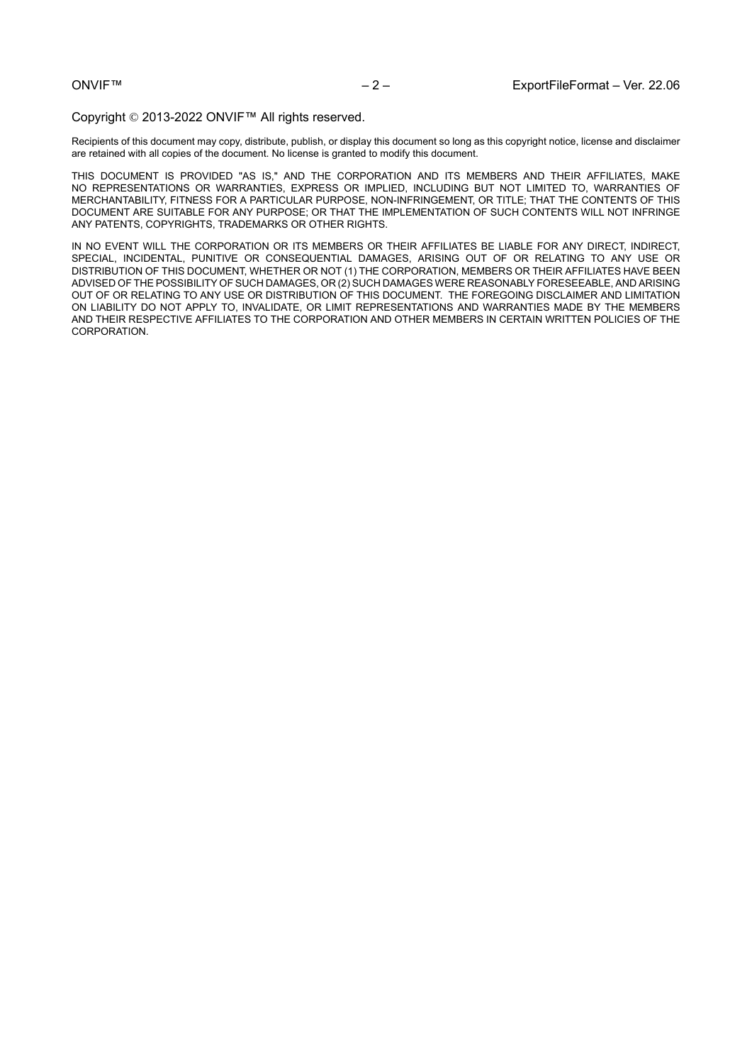Copyright © 2013-2022 ONVIF™ All rights reserved.

Recipients of this document may copy, distribute, publish, or display this document so long as this copyright notice, license and disclaimer are retained with all copies of the document. No license is granted to modify this document.

THIS DOCUMENT IS PROVIDED "AS IS," AND THE CORPORATION AND ITS MEMBERS AND THEIR AFFILIATES, MAKE NO REPRESENTATIONS OR WARRANTIES, EXPRESS OR IMPLIED, INCLUDING BUT NOT LIMITED TO, WARRANTIES OF MERCHANTABILITY, FITNESS FOR A PARTICULAR PURPOSE, NON-INFRINGEMENT, OR TITLE; THAT THE CONTENTS OF THIS DOCUMENT ARE SUITABLE FOR ANY PURPOSE; OR THAT THE IMPLEMENTATION OF SUCH CONTENTS WILL NOT INFRINGE ANY PATENTS, COPYRIGHTS, TRADEMARKS OR OTHER RIGHTS.

IN NO EVENT WILL THE CORPORATION OR ITS MEMBERS OR THEIR AFFILIATES BE LIABLE FOR ANY DIRECT, INDIRECT, SPECIAL, INCIDENTAL, PUNITIVE OR CONSEQUENTIAL DAMAGES, ARISING OUT OF OR RELATING TO ANY USE OR DISTRIBUTION OF THIS DOCUMENT, WHETHER OR NOT (1) THE CORPORATION, MEMBERS OR THEIR AFFILIATES HAVE BEEN ADVISED OF THE POSSIBILITY OF SUCH DAMAGES, OR (2) SUCH DAMAGES WERE REASONABLY FORESEEABLE, AND ARISING OUT OF OR RELATING TO ANY USE OR DISTRIBUTION OF THIS DOCUMENT. THE FOREGOING DISCLAIMER AND LIMITATION ON LIABILITY DO NOT APPLY TO, INVALIDATE, OR LIMIT REPRESENTATIONS AND WARRANTIES MADE BY THE MEMBERS AND THEIR RESPECTIVE AFFILIATES TO THE CORPORATION AND OTHER MEMBERS IN CERTAIN WRITTEN POLICIES OF THE CORPORATION.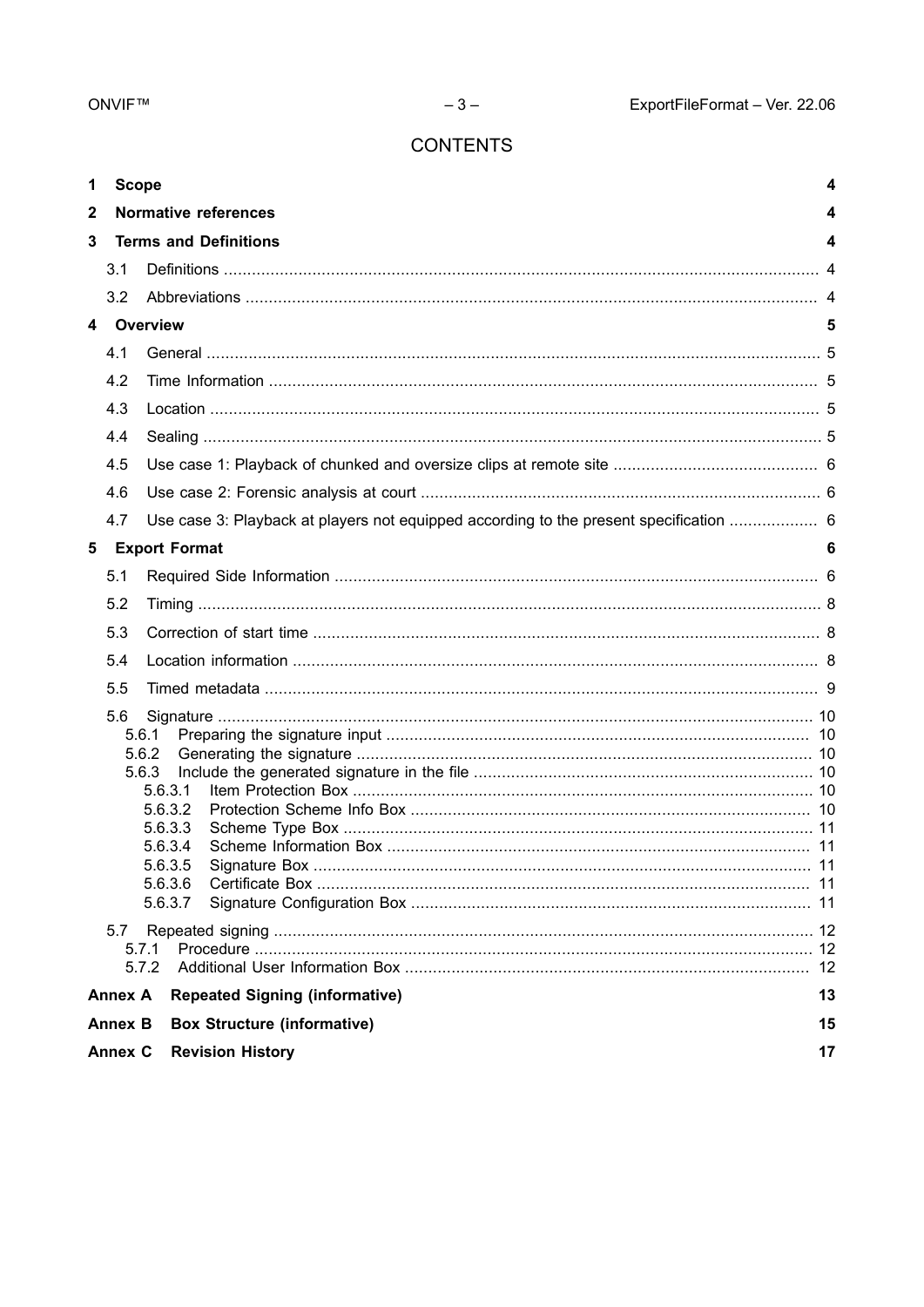# CONTENTS

1 Scope 4

2 Normative references 4

3 Terms and Definitions 4

- 3.1 Definitions 4
- 3.2 Abbreviations 4

4 Overview 5

- 4.1 General 5
- 4.2 Time Information 5
- 4.3 Location 5
- 4.4 Sealing 5
- 4.5 Use case 1: Playback of chunked and oversize clips at remote site 6
- 4.6 Use case 2: Forensic analysis at court 6
- 4.7 Use case 3: Playback at players not equipped according to the present specification 6

5 Export Format 6

- 5.1 Required Side Information 6
- 5.2 Timing 8
- 5.3 Correction of start time 8
- 5.4 Location information 8
- 5.5 Timed metadata 9
- 5.6 Signature 10
  - 5.6.1 Preparing the signature input 10
  - 5.6.2 Generating the signature 10
  - 5.6.3 Include the generated signature in the file 10
    - 5.6.3.1 Item Protection Box 10
    - 5.6.3.2 Protection Scheme Info Box 10
    - 5.6.3.3 Scheme Type Box 11
    - 5.6.3.4 Scheme Information Box 11
    - 5.6.3.5 Signature Box 11
    - 5.6.3.6 Certificate Box 11
    - 5.6.3.7 Signature Configuration Box 11
- 5.7 Repeated signing 12
  - 5.7.1 Procedure 12
  - 5.7.2 Additional User Information Box 12

Annex A Repeated Signing (informative) 13

Annex B Box Structure (informative) 15

Annex C Revision History 17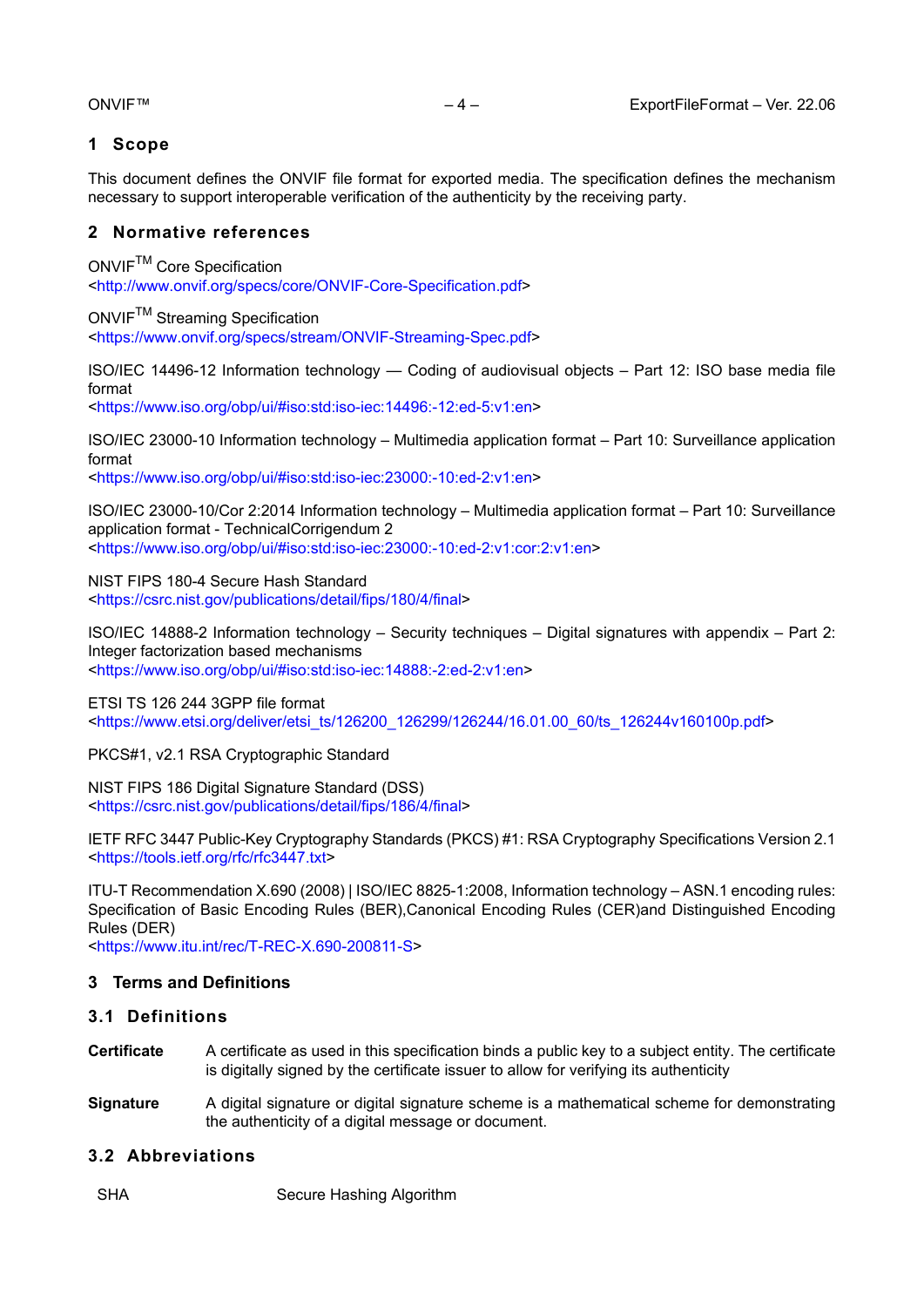# 1 Scope

This document defines the ONVIF file format for exported media. The specification defines the mechanism necessary to support interoperable verification of the authenticity by the receiving party.

# 2 Normative references

ONVIF™ Core Specification
<http://www.onvif.org/specs/core/ONVIF-Core-Specification.pdf>

ONVIF™ Streaming Specification
<https://www.onvif.org/specs/stream/ONVIF-Streaming-Spec.pdf>

ISO/IEC 14496-12 Information technology — Coding of audiovisual objects – Part 12: ISO base media file format
<https://www.iso.org/obp/ui/#iso:std:iso-iec:14496:-12:ed-5:v1:en>

ISO/IEC 23000-10 Information technology – Multimedia application format – Part 10: Surveillance application format
<https://www.iso.org/obp/ui/#iso:std:iso-iec:23000:-10:ed-2:v1:en>

ISO/IEC 23000-10/Cor 2:2014 Information technology – Multimedia application format – Part 10: Surveillance application format - TechnicalCorrigendum 2
<https://www.iso.org/obp/ui/#iso:std:iso-iec:23000:-10:ed-2:v1:cor:2:v1:en>

NIST FIPS 180-4 Secure Hash Standard
<https://csrc.nist.gov/publications/detail/fips/180/4/final>

ISO/IEC 14888-2 Information technology – Security techniques – Digital signatures with appendix – Part 2: Integer factorization based mechanisms
<https://www.iso.org/obp/ui/#iso:std:iso-iec:14888:-2:ed-2:v1:en>

ETSI TS 126 244 3GPP file format
<https://www.etsi.org/deliver/etsi_ts/126200_126299/126244/16.01.00_60/ts_126244v160100p.pdf>

PKCS#1, v2.1 RSA Cryptographic Standard

NIST FIPS 186 Digital Signature Standard (DSS)
<https://csrc.nist.gov/publications/detail/fips/186/4/final>

IETF RFC 3447 Public-Key Cryptography Standards (PKCS) #1: RSA Cryptography Specifications Version 2.1
<https://tools.ietf.org/rfc/rfc3447.txt>

ITU-T Recommendation X.690 (2008) | ISO/IEC 8825-1:2008, Information technology – ASN.1 encoding rules: Specification of Basic Encoding Rules (BER),Canonical Encoding Rules (CER)and Distinguished Encoding Rules (DER)
<https://www.itu.int/rec/T-REC-X.690-200811-S>

# 3 Terms and Definitions

## 3.1 Definitions

**Certificate** A certificate as used in this specification binds a public key to a subject entity. The certificate is digitally signed by the certificate issuer to allow for verifying its authenticity

**Signature** A digital signature or digital signature scheme is a mathematical scheme for demonstrating the authenticity of a digital message or document.

## 3.2 Abbreviations

| | |
|---|---|
| SHA | Secure Hashing Algorithm |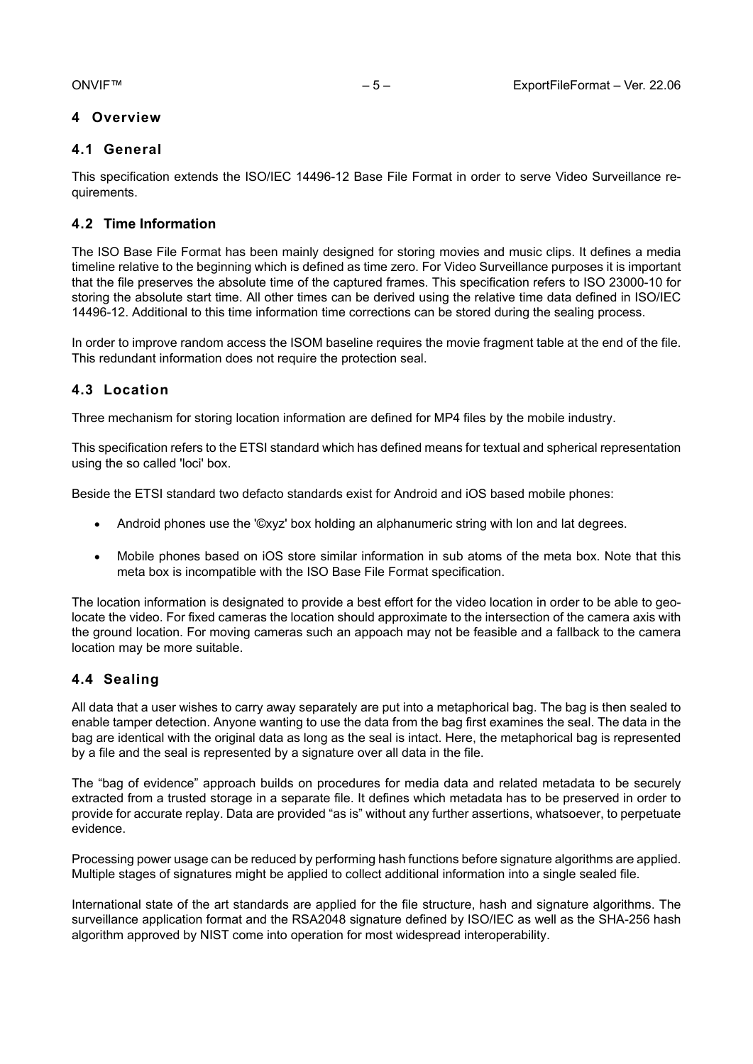# 4 Overview

## 4.1 General

This specification extends the ISO/IEC 14496-12 Base File Format in order to serve Video Surveillance requirements.

## 4.2 Time Information

The ISO Base File Format has been mainly designed for storing movies and music clips. It defines a media timeline relative to the beginning which is defined as time zero. For Video Surveillance purposes it is important that the file preserves the absolute time of the captured frames. This specification refers to ISO 23000-10 for storing the absolute start time. All other times can be derived using the relative time data defined in ISO/IEC 14496-12. Additional to this time information time corrections can be stored during the sealing process.

In order to improve random access the ISOM baseline requires the movie fragment table at the end of the file. This redundant information does not require the protection seal.

## 4.3 Location

Three mechanism for storing location information are defined for MP4 files by the mobile industry.

This specification refers to the ETSI standard which has defined means for textual and spherical representation using the so called 'loci' box.

Beside the ETSI standard two defacto standards exist for Android and iOS based mobile phones:

- Android phones use the '©xyz' box holding an alphanumeric string with lon and lat degrees.
- Mobile phones based on iOS store similar information in sub atoms of the meta box. Note that this meta box is incompatible with the ISO Base File Format specification.

The location information is designated to provide a best effort for the video location in order to be able to geo-locate the video. For fixed cameras the location should approximate to the intersection of the camera axis with the ground location. For moving cameras such an appoach may not be feasible and a fallback to the camera location may be more suitable.

## 4.4 Sealing

All data that a user wishes to carry away separately are put into a metaphorical bag. The bag is then sealed to enable tamper detection. Anyone wanting to use the data from the bag first examines the seal. The data in the bag are identical with the original data as long as the seal is intact. Here, the metaphorical bag is represented by a file and the seal is represented by a signature over all data in the file.

The "bag of evidence" approach builds on procedures for media data and related metadata to be securely extracted from a trusted storage in a separate file. It defines which metadata has to be preserved in order to provide for accurate replay. Data are provided "as is" without any further assertions, whatsoever, to perpetuate evidence.

Processing power usage can be reduced by performing hash functions before signature algorithms are applied. Multiple stages of signatures might be applied to collect additional information into a single sealed file.

International state of the art standards are applied for the file structure, hash and signature algorithms. The surveillance application format and the RSA2048 signature defined by ISO/IEC as well as the SHA-256 hash algorithm approved by NIST come into operation for most widespread interoperability.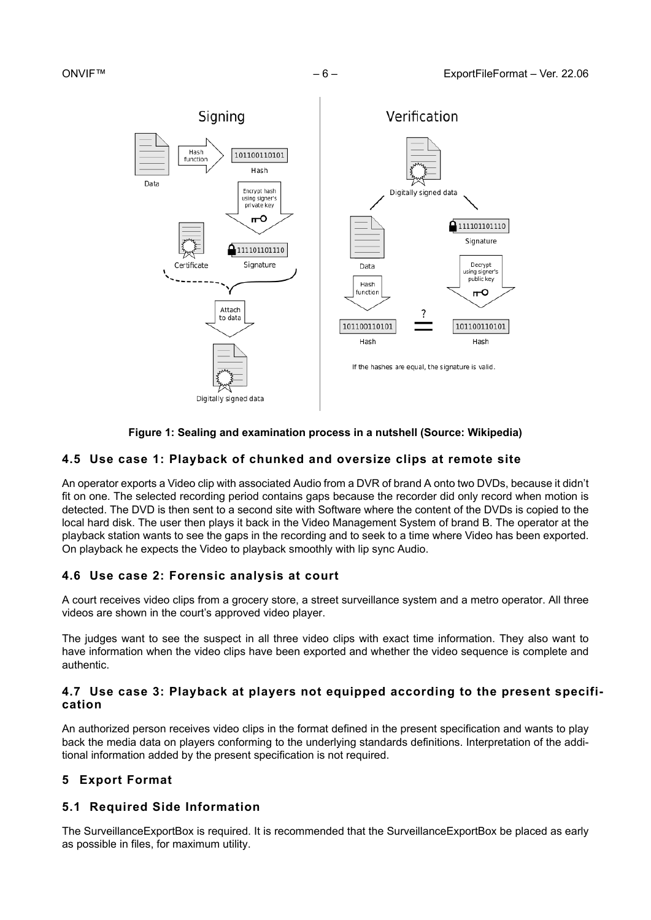Figure 1: Sealing and examination process in a nutshell (Source: Wikipedia)

## 4.5 Use case 1: Playback of chunked and oversize clips at remote site

An operator exports a Video clip with associated Audio from a DVR of brand A onto two DVDs, because it didn't fit on one. The selected recording period contains gaps because the recorder did only record when motion is detected. The DVD is then sent to a second site with Software where the content of the DVDs is copied to the local hard disk. The user then plays it back in the Video Management System of brand B. The operator at the playback station wants to see the gaps in the recording and to seek to a time where Video has been exported. On playback he expects the Video to playback smoothly with lip sync Audio.

## 4.6 Use case 2: Forensic analysis at court

A court receives video clips from a grocery store, a street surveillance system and a metro operator. All three videos are shown in the court's approved video player.

The judges want to see the suspect in all three video clips with exact time information. They also want to have information when the video clips have been exported and whether the video sequence is complete and authentic.

## 4.7 Use case 3: Playback at players not equipped according to the present specification

An authorized person receives video clips in the format defined in the present specification and wants to play back the media data on players conforming to the underlying standards definitions. Interpretation of the additional information added by the present specification is not required.

# 5 Export Format

## 5.1 Required Side Information

The SurveillanceExportBox is required. It is recommended that the SurveillanceExportBox be placed as early as possible in files, for maximum utility.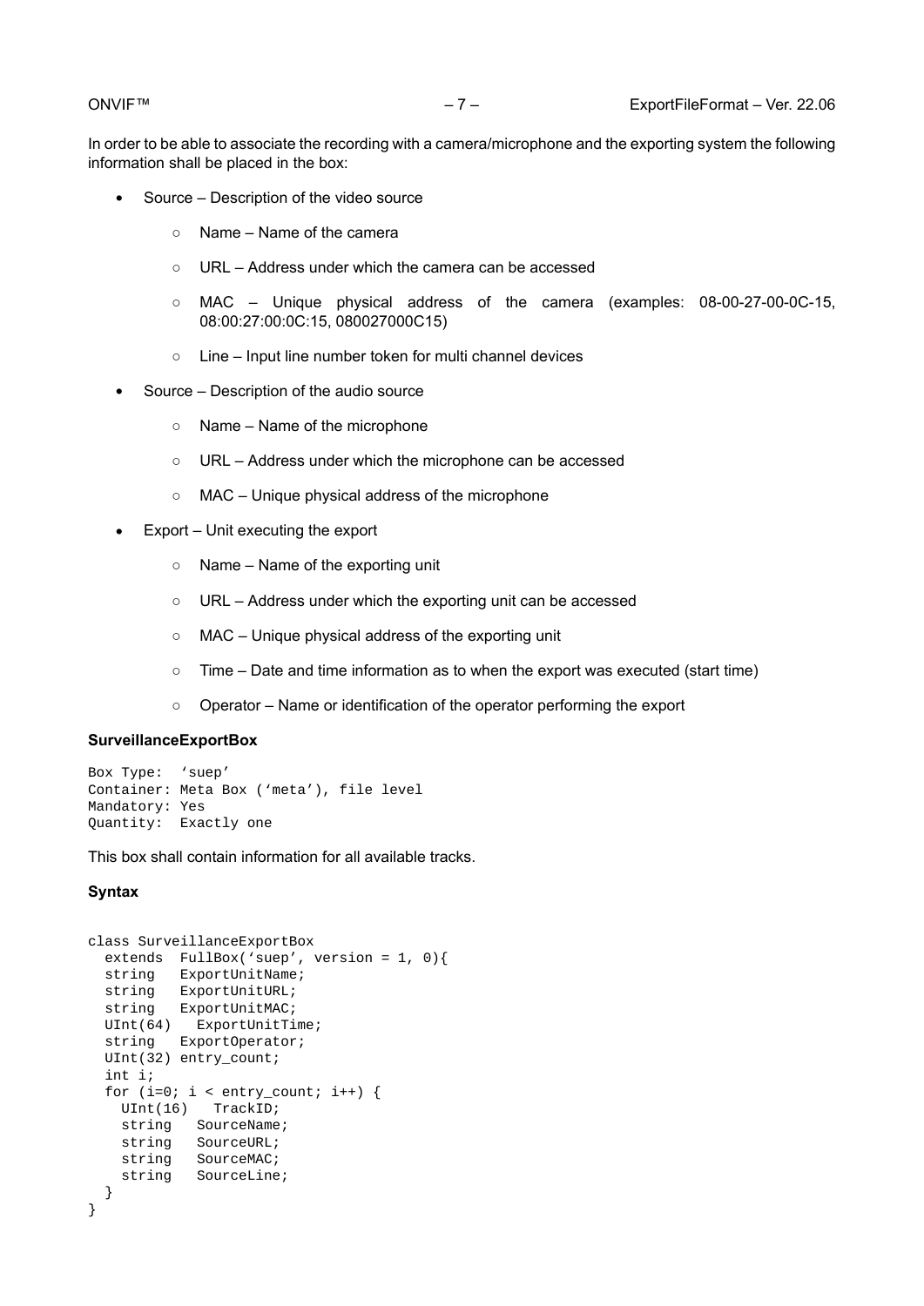In order to be able to associate the recording with a camera/microphone and the exporting system the following information shall be placed in the box:

- Source – Description of the video source
    - Name – Name of the camera
    - URL – Address under which the camera can be accessed
    - MAC – Unique physical address of the camera (examples: 08-00-27-00-0C-15, 08:00:27:00:0C:15, 080027000C15)
    - Line – Input line number token for multi channel devices
- Source – Description of the audio source
    - Name – Name of the microphone
    - URL – Address under which the microphone can be accessed
    - MAC – Unique physical address of the microphone
- Export – Unit executing the export
    - Name – Name of the exporting unit
    - URL – Address under which the exporting unit can be accessed
    - MAC – Unique physical address of the exporting unit
    - Time – Date and time information as to when the export was executed (start time)
    - Operator – Name or identification of the operator performing the export

**SurveillanceExportBox**

```
Box Type:  'suep'
Container: Meta Box ('meta'), file level
Mandatory: Yes
Quantity:  Exactly one
```

This box shall contain information for all available tracks.

**Syntax**

```
class SurveillanceExportBox
  extends  FullBox('suep', version = 1, 0){
  string   ExportUnitName;
  string   ExportUnitURL;
  string   ExportUnitMAC;
  UInt(64)   ExportUnitTime;
  string   ExportOperator;
  UInt(32) entry_count;
  int i;
  for (i=0; i < entry_count; i++) {
    UInt(16)   TrackID;
    string   SourceName;
    string   SourceURL;
    string   SourceMAC;
    string   SourceLine;
  }
}
```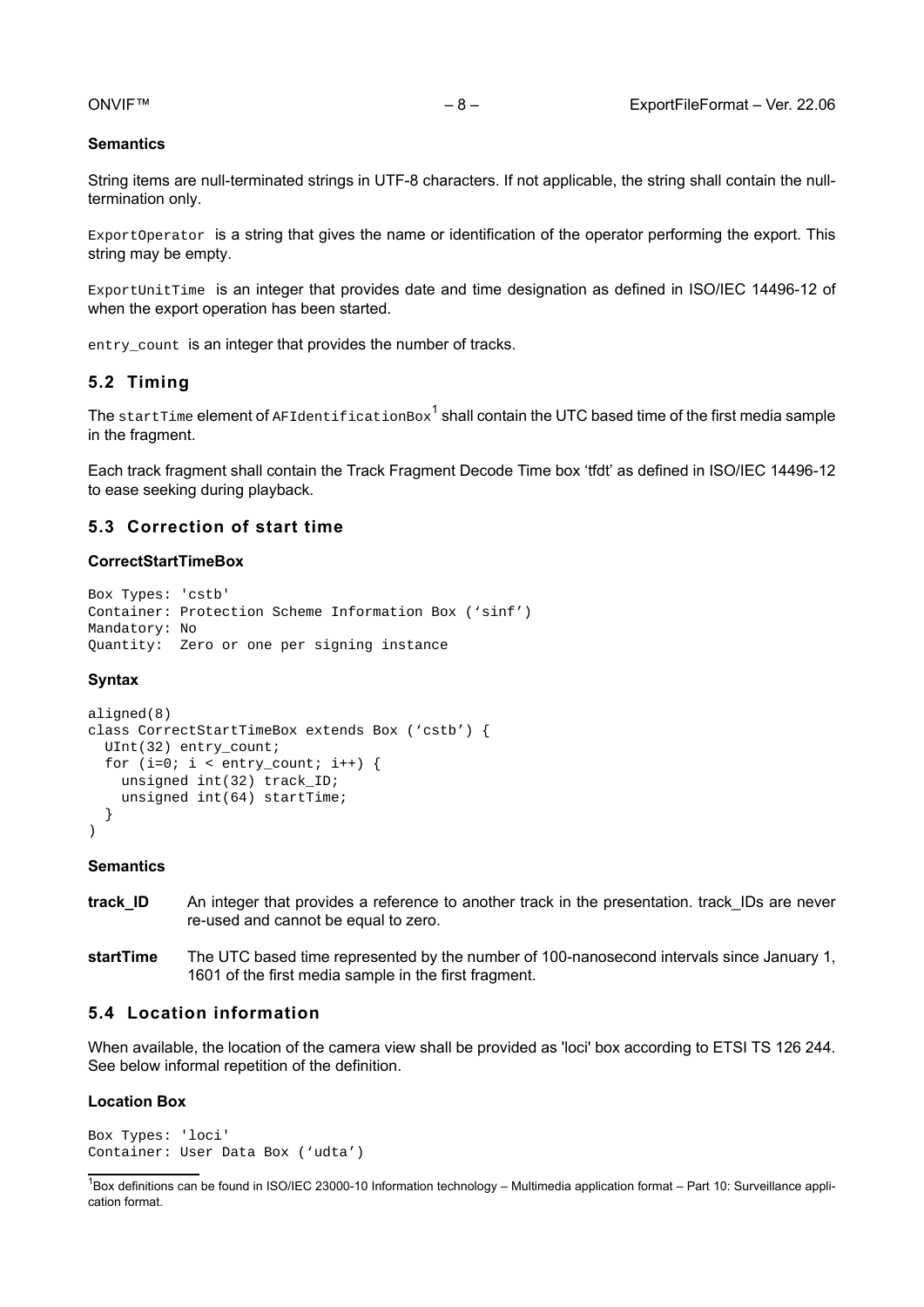**Semantics**

String items are null-terminated strings in UTF-8 characters. If not applicable, the string shall contain the null-termination only.

`ExportOperator` is a string that gives the name or identification of the operator performing the export. This string may be empty.

`ExportUnitTime` is an integer that provides date and time designation as defined in ISO/IEC 14496-12 of when the export operation has been started.

`entry_count` is an integer that provides the number of tracks.

## 5.2 Timing

The `startTime` element of `AFIdentificationBox`[1] shall contain the UTC based time of the first media sample in the fragment.

Each track fragment shall contain the Track Fragment Decode Time box 'tfdt' as defined in ISO/IEC 14496-12 to ease seeking during playback.

## 5.3 Correction of start time

**CorrectStartTimeBox**

```
Box Types: 'cstb'
Container: Protection Scheme Information Box ('sinf')
Mandatory: No
Quantity:  Zero or one per signing instance
```

**Syntax**

```
aligned(8)
class CorrectStartTimeBox extends Box ('cstb') {
  UInt(32) entry_count;
  for (i=0; i < entry_count; i++) {
    unsigned int(32) track_ID;
    unsigned int(64) startTime;
  }
)
```

**Semantics**

**track_ID** An integer that provides a reference to another track in the presentation. track_IDs are never re-used and cannot be equal to zero.

**startTime** The UTC based time represented by the number of 100-nanosecond intervals since January 1, 1601 of the first media sample in the first fragment.

## 5.4 Location information

When available, the location of the camera view shall be provided as 'loci' box according to ETSI TS 126 244. See below informal repetition of the definition.

**Location Box**

```
Box Types: 'loci'
Container: User Data Box ('udta')
```

[1] Box definitions can be found in ISO/IEC 23000-10 Information technology – Multimedia application format – Part 10: Surveillance application format.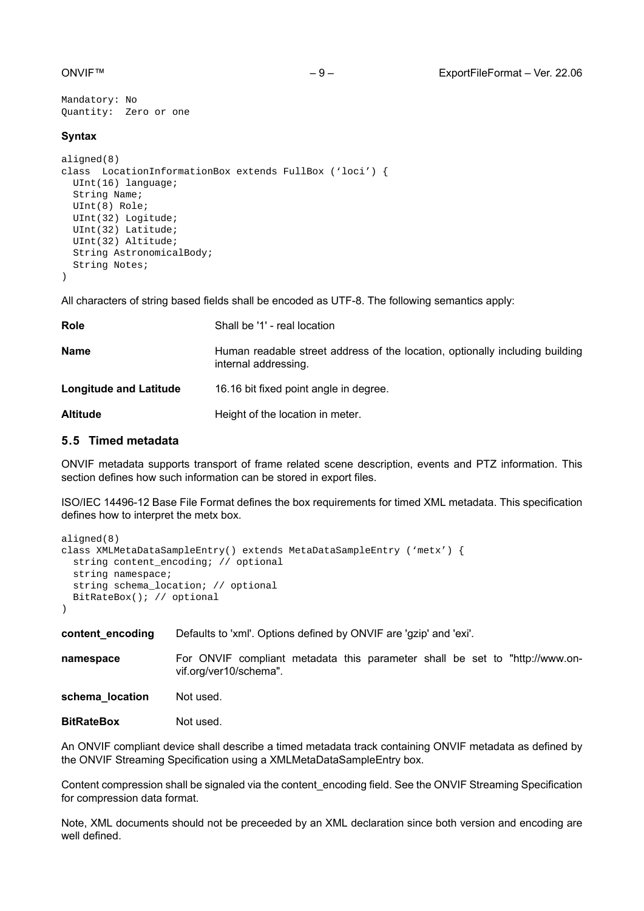Mandatory: No
Quantity: Zero or one

**Syntax**

```
aligned(8)
class  LocationInformationBox extends FullBox ('loci') {
  UInt(16) language;
  String Name;
  UInt(8) Role;
  UInt(32) Logitude;
  UInt(32) Latitude;
  UInt(32) Altitude;
  String AstronomicalBody;
  String Notes;
)
```

All characters of string based fields shall be encoded as UTF-8. The following semantics apply:

| | |
|---|---|
| **Role** | Shall be '1' - real location |
| **Name** | Human readable street address of the location, optionally including building internal addressing. |
| **Longitude and Latitude** | 16.16 bit fixed point angle in degree. |
| **Altitude** | Height of the location in meter. |

## 5.5 Timed metadata

ONVIF metadata supports transport of frame related scene description, events and PTZ information. This section defines how such information can be stored in export files.

ISO/IEC 14496-12 Base File Format defines the box requirements for timed XML metadata. This specification defines how to interpret the metx box.

```
aligned(8)
class XMLMetaDataSampleEntry() extends MetaDataSampleEntry ('metx') {
  string content_encoding; // optional
  string namespace;
  string schema_location; // optional
  BitRateBox(); // optional
)
```

| | |
|---|---|
| **content_encoding** | Defaults to 'xml'. Options defined by ONVIF are 'gzip' and 'exi'. |
| **namespace** | For ONVIF compliant metadata this parameter shall be set to "http://www.onvif.org/ver10/schema". |
| **schema_location** | Not used. |
| **BitRateBox** | Not used. |

An ONVIF compliant device shall describe a timed metadata track containing ONVIF metadata as defined by the ONVIF Streaming Specification using a XMLMetaDataSampleEntry box.

Content compression shall be signaled via the content_encoding field. See the ONVIF Streaming Specification for compression data format.

Note, XML documents should not be preceeded by an XML declaration since both version and encoding are well defined.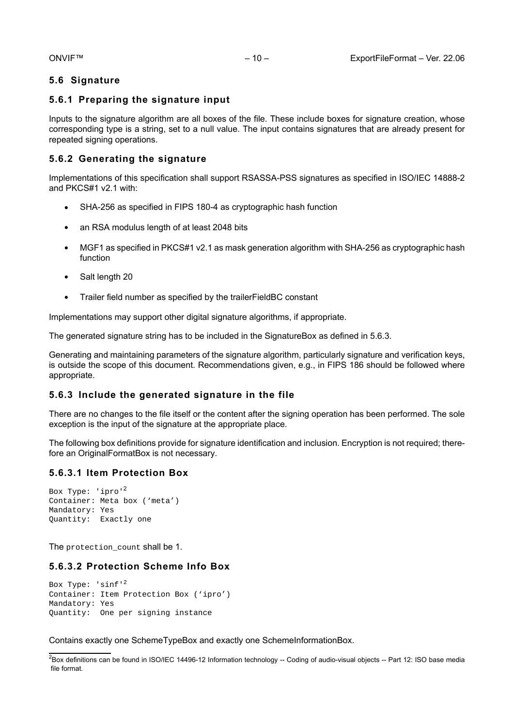## 5.6 Signature

### 5.6.1 Preparing the signature input

Inputs to the signature algorithm are all boxes of the file. These include boxes for signature creation, whose corresponding type is a string, set to a null value. The input contains signatures that are already present for repeated signing operations.

### 5.6.2 Generating the signature

Implementations of this specification shall support RSASSA-PSS signatures as specified in ISO/IEC 14888-2 and PKCS#1 v2.1 with:

- SHA-256 as specified in FIPS 180-4 as cryptographic hash function
- an RSA modulus length of at least 2048 bits
- MGF1 as specified in PKCS#1 v2.1 as mask generation algorithm with SHA-256 as cryptographic hash function
- Salt length 20
- Trailer field number as specified by the trailerFieldBC constant

Implementations may support other digital signature algorithms, if appropriate.

The generated signature string has to be included in the SignatureBox as defined in 5.6.3.

Generating and maintaining parameters of the signature algorithm, particularly signature and verification keys, is outside the scope of this document. Recommendations given, e.g., in FIPS 186 should be followed where appropriate.

### 5.6.3 Include the generated signature in the file

There are no changes to the file itself or the content after the signing operation has been performed. The sole exception is the input of the signature at the appropriate place.

The following box definitions provide for signature identification and inclusion. Encryption is not required; therefore an OriginalFormatBox is not necessary.

#### 5.6.3.1 Item Protection Box

```
Box Type: 'ipro'[2]
Container: Meta box ('meta')
Mandatory: Yes
Quantity:  Exactly one
```

The `protection_count` shall be 1.

#### 5.6.3.2 Protection Scheme Info Box

```
Box Type: 'sinf'[2]
Container: Item Protection Box ('ipro')
Mandatory: Yes
Quantity:  One per signing instance
```

Contains exactly one SchemeTypeBox and exactly one SchemeInformationBox.

[2] Box definitions can be found in ISO/IEC 14496-12 Information technology -- Coding of audio-visual objects -- Part 12: ISO base media file format.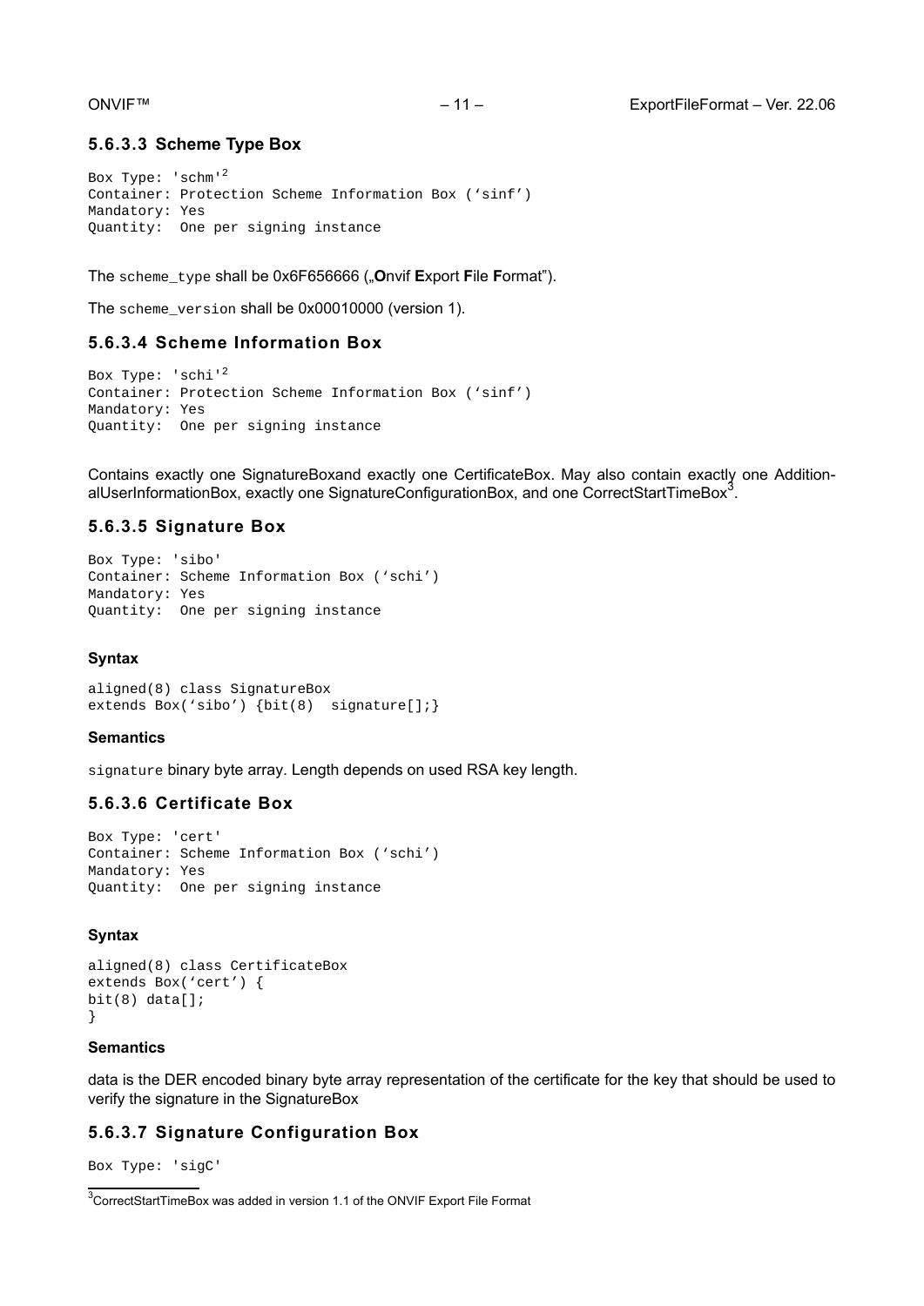#### 5.6.3.3 Scheme Type Box

```
Box Type: 'schm'²
Container: Protection Scheme Information Box ('sinf')
Mandatory: Yes
Quantity:  One per signing instance
```

The `scheme_type` shall be 0x6F656666 („**O**nvif **E**xport **F**ile **F**ormat").

The `scheme_version` shall be 0x00010000 (version 1).

#### 5.6.3.4 Scheme Information Box

```
Box Type: 'schi'²
Container: Protection Scheme Information Box ('sinf')
Mandatory: Yes
Quantity:  One per signing instance
```

Contains exactly one SignatureBoxand exactly one CertificateBox. May also contain exactly one AdditionalUserInformationBox, exactly one SignatureConfigurationBox, and one CorrectStartTimeBox[3].

#### 5.6.3.5 Signature Box

```
Box Type: 'sibo'
Container: Scheme Information Box ('schi')
Mandatory: Yes
Quantity:  One per signing instance
```

**Syntax**

```
aligned(8) class SignatureBox
extends Box('sibo') {bit(8)  signature[];}
```

**Semantics**

`signature` binary byte array. Length depends on used RSA key length.

#### 5.6.3.6 Certificate Box

```
Box Type: 'cert'
Container: Scheme Information Box ('schi')
Mandatory: Yes
Quantity:  One per signing instance
```

**Syntax**

```
aligned(8) class CertificateBox
extends Box('cert') {
bit(8) data[];
}
```

**Semantics**

data is the DER encoded binary byte array representation of the certificate for the key that should be used to verify the signature in the SignatureBox

#### 5.6.3.7 Signature Configuration Box

```
Box Type: 'sigC'
```

[3] CorrectStartTimeBox was added in version 1.1 of the ONVIF Export File Format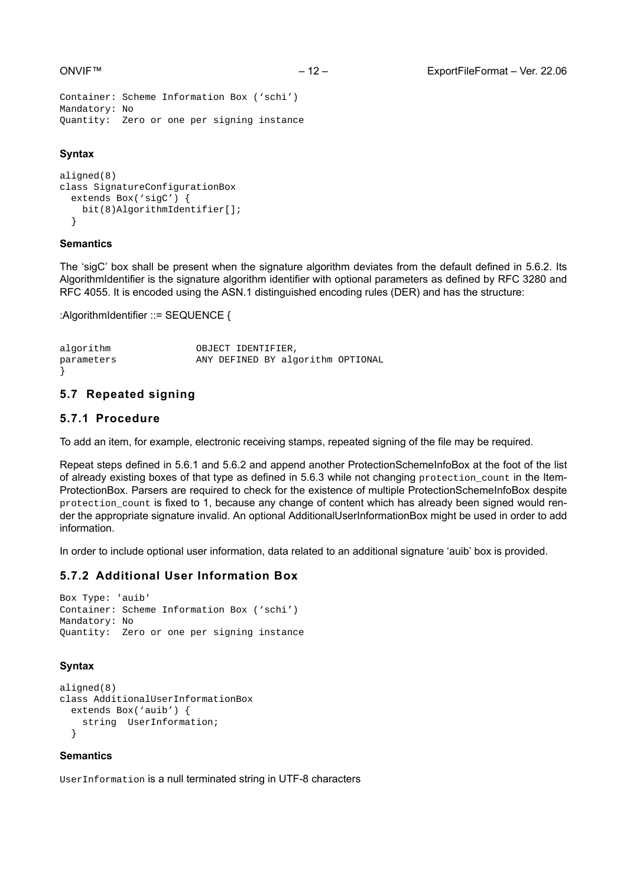```
Container: Scheme Information Box (‘schi’)
Mandatory: No
Quantity:  Zero or one per signing instance
```

**Syntax**

```
aligned(8)
class SignatureConfigurationBox
  extends Box(‘sigC’) {
    bit(8)AlgorithmIdentifier[];
  }
```

**Semantics**

The ‘sigC’ box shall be present when the signature algorithm deviates from the default defined in 5.6.2. Its AlgorithmIdentifier is the signature algorithm identifier with optional parameters as defined by RFC 3280 and RFC 4055. It is encoded using the ASN.1 distinguished encoding rules (DER) and has the structure:

:AlgorithmIdentifier ::= SEQUENCE {

```
algorithm               OBJECT IDENTIFIER,
parameters              ANY DEFINED BY algorithm OPTIONAL
}
```

## 5.7 Repeated signing

### 5.7.1 Procedure

To add an item, for example, electronic receiving stamps, repeated signing of the file may be required.

Repeat steps defined in 5.6.1 and 5.6.2 and append another ProtectionSchemeInfoBox at the foot of the list of already existing boxes of that type as defined in 5.6.3 while not changing `protection_count` in the Item-ProtectionBox. Parsers are required to check for the existence of multiple ProtectionSchemeInfoBox despite `protection_count` is fixed to 1, because any change of content which has already been signed would render the appropriate signature invalid. An optional AdditionalUserInformationBox might be used in order to add information.

In order to include optional user information, data related to an additional signature ‘auib’ box is provided.

### 5.7.2 Additional User Information Box

```
Box Type: 'auib'
Container: Scheme Information Box (‘schi’)
Mandatory: No
Quantity:  Zero or one per signing instance
```

**Syntax**

```
aligned(8)
class AdditionalUserInformationBox
  extends Box(‘auib’) {
    string  UserInformation;
  }
```

**Semantics**

`UserInformation` is a null terminated string in UTF-8 characters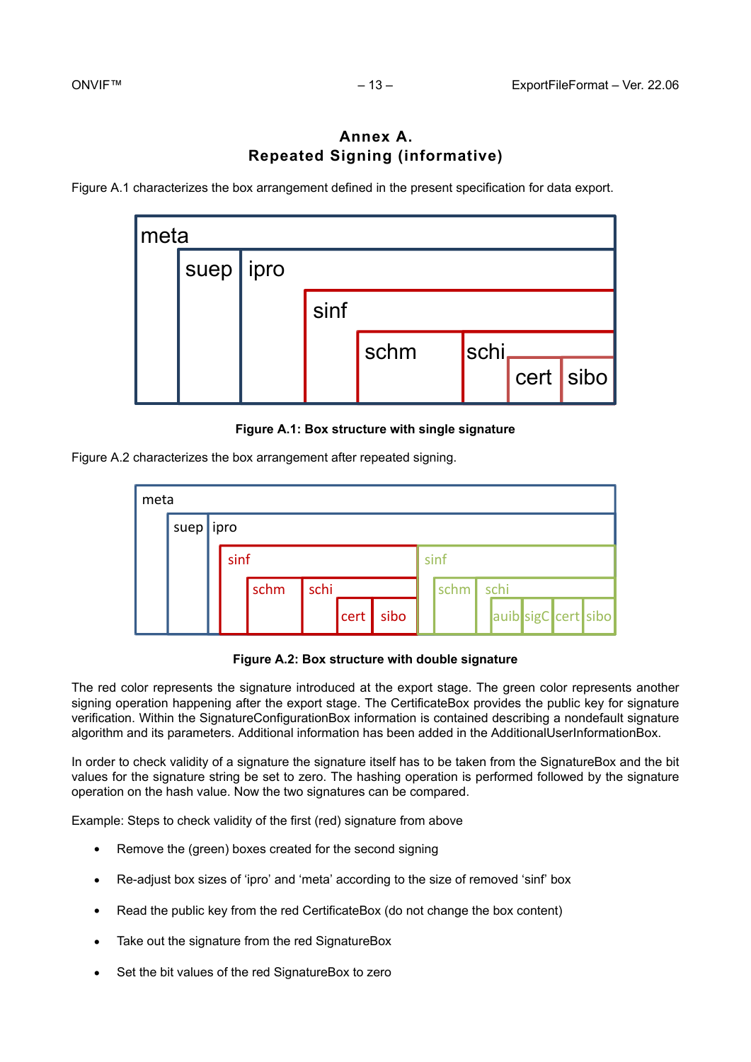# Annex A.
# Repeated Signing (informative)

Figure A.1 characterizes the box arrangement defined in the present specification for data export.

**Figure A.1: Box structure with single signature**

Figure A.2 characterizes the box arrangement after repeated signing.

**Figure A.2: Box structure with double signature**

The red color represents the signature introduced at the export stage. The green color represents another signing operation happening after the export stage. The CertificateBox provides the public key for signature verification. Within the SignatureConfigurationBox information is contained describing a nondefault signature algorithm and its parameters. Additional information has been added in the AdditionalUserInformationBox.

In order to check validity of a signature the signature itself has to be taken from the SignatureBox and the bit values for the signature string be set to zero. The hashing operation is performed followed by the signature operation on the hash value. Now the two signatures can be compared.

Example: Steps to check validity of the first (red) signature from above

- Remove the (green) boxes created for the second signing
- Re-adjust box sizes of 'ipro' and 'meta' according to the size of removed 'sinf' box
- Read the public key from the red CertificateBox (do not change the box content)
- Take out the signature from the red SignatureBox
- Set the bit values of the red SignatureBox to zero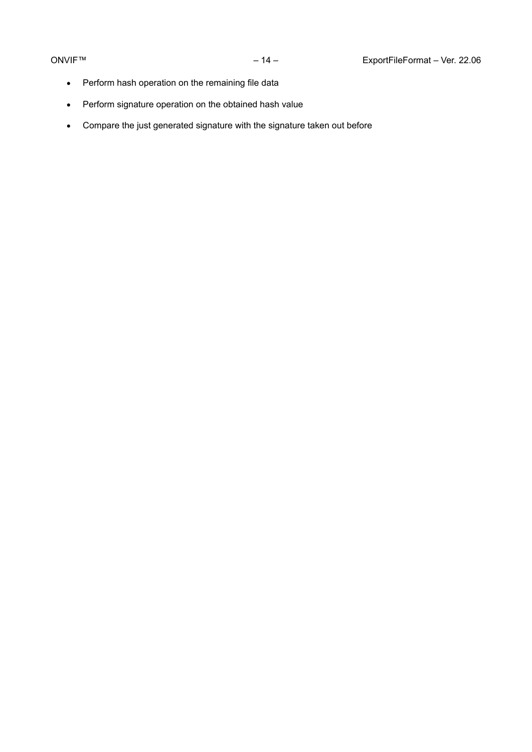- Perform hash operation on the remaining file data
- Perform signature operation on the obtained hash value
- Compare the just generated signature with the signature taken out before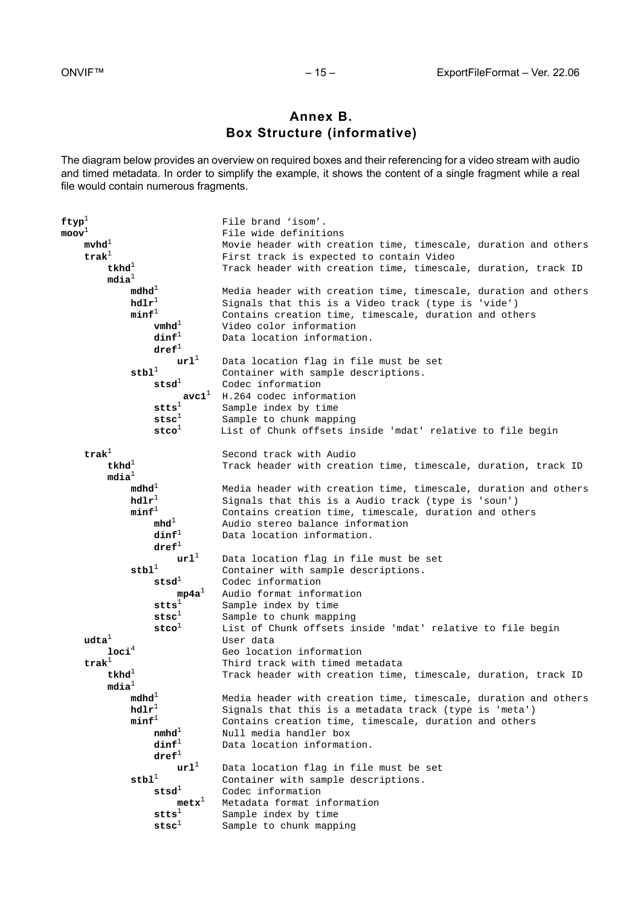# Annex B. Box Structure (informative)

The diagram below provides an overview on required boxes and their referencing for a video stream with audio and timed metadata. In order to simplify the example, it shows the content of a single fragment while a real file would contain numerous fragments.

```
ftyp¹                       File brand 'isom'.
moov¹                       File wide definitions
    mvhd¹                   Movie header with creation time, timescale, duration and others
    trak¹                   First track is expected to contain Video
        tkhd¹               Track header with creation time, timescale, duration, track ID
        mdia¹
            mdhd¹           Media header with creation time, timescale, duration and others
            hdlr¹           Signals that this is a Video track (type is 'vide')
            minf¹           Contains creation time, timescale, duration and others
                vmhd¹       Video color information
                dinf¹       Data location information.
                dref¹
                    url¹    Data location flag in file must be set
            stbl¹           Container with sample descriptions.
                stsd¹       Codec information
                    avc1¹   H.264 codec information
                stts¹       Sample index by time
                stsc¹       Sample to chunk mapping
                stco¹       List of Chunk offsets inside 'mdat' relative to file begin

    trak¹                   Second track with Audio
        tkhd¹               Track header with creation time, timescale, duration, track ID
        mdia¹
            mdhd¹           Media header with creation time, timescale, duration and others
            hdlr¹           Signals that this is a Audio track (type is 'soun')
            minf¹           Contains creation time, timescale, duration and others
                mhd¹        Audio stereo balance information
                dinf¹       Data location information.
                dref¹
                    url¹    Data location flag in file must be set
            stbl¹           Container with sample descriptions.
                stsd¹       Codec information
                    mp4a¹   Audio format information
                stts¹       Sample index by time
                stsc¹       Sample to chunk mapping
                stco¹       List of Chunk offsets inside 'mdat' relative to file begin
    udta¹                   User data
        loci⁴               Geo location information
    trak¹                   Third track with timed metadata
        tkhd¹               Track header with creation time, timescale, duration, track ID
        mdia¹
            mdhd¹           Media header with creation time, timescale, duration and others
            hdlr¹           Signals that this is a metadata track (type is 'meta')
            minf¹           Contains creation time, timescale, duration and others
                nmhd¹       Null media handler box
                dinf¹       Data location information.
                dref¹
                    url¹    Data location flag in file must be set
            stbl¹           Container with sample descriptions.
                stsd¹       Codec information
                    metx¹   Metadata format information
                stts¹       Sample index by time
                stsc¹       Sample to chunk mapping
```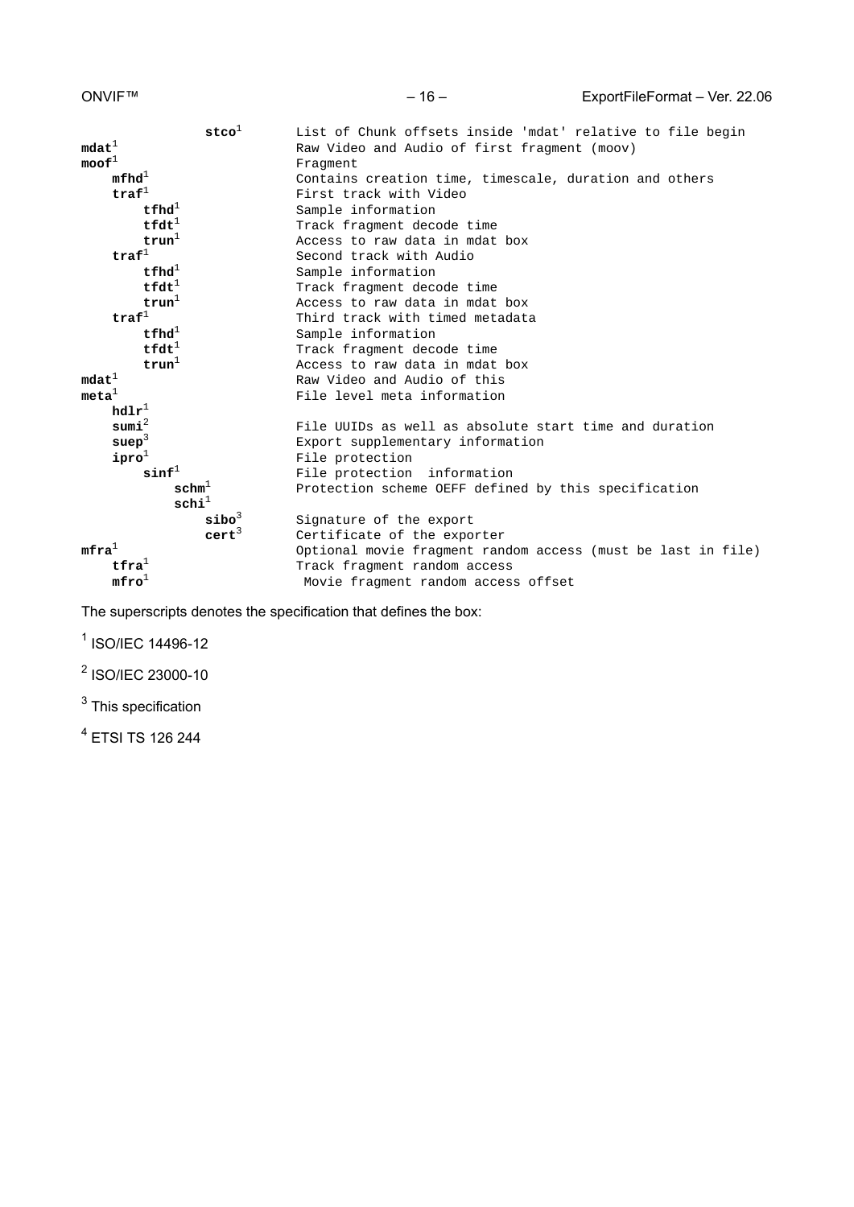```
                stco[1]      List of Chunk offsets inside 'mdat' relative to file begin
mdat[1]                      Raw Video and Audio of first fragment (moov)
moof[1]                      Fragment
    mfhd[1]                  Contains creation time, timescale, duration and others
    traf[1]                  First track with Video
        tfhd[1]              Sample information
        tfdt[1]              Track fragment decode time
        trun[1]              Access to raw data in mdat box
    traf[1]                  Second track with Audio
        tfhd[1]              Sample information
        tfdt[1]              Track fragment decode time
        trun[1]              Access to raw data in mdat box
    traf[1]                  Third track with timed metadata
        tfhd[1]              Sample information
        tfdt[1]              Track fragment decode time
        trun[1]              Access to raw data in mdat box
mdat[1]                      Raw Video and Audio of this
meta[1]                      File level meta information
    hdlr[1]
    sumi[2]                  File UUIDs as well as absolute start time and duration
    suep[3]                  Export supplementary information
    ipro[1]                  File protection
        sinf[1]              File protection  information
            schm[1]          Protection scheme OEFF defined by this specification
            schi[1]
                sibo[3]      Signature of the export
                cert[3]      Certificate of the exporter
mfra[1]                      Optional movie fragment random access (must be last in file)
    tfra[1]                  Track fragment random access
    mfro[1]                   Movie fragment random access offset
```

The superscripts denotes the specification that defines the box:

[1] ISO/IEC 14496-12

[2] ISO/IEC 23000-10

[3] This specification

[4] ETSI TS 126 244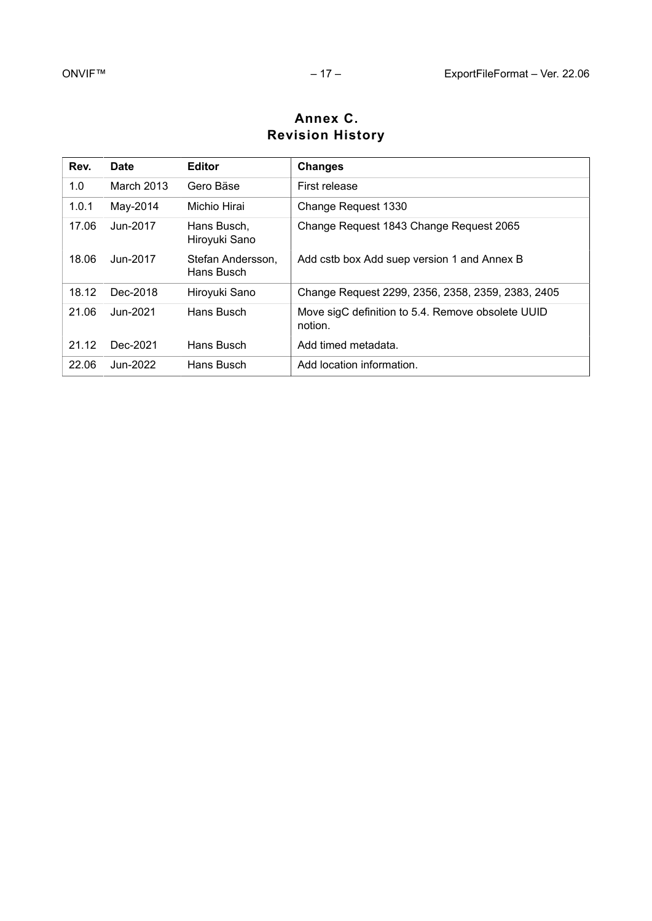# Annex C. Revision History

| Rev. | Date | Editor | Changes |
|---|---|---|---|
| 1.0 | March 2013 | Gero Bäse | First release |
| 1.0.1 | May-2014 | Michio Hirai | Change Request 1330 |
| 17.06 | Jun-2017 | Hans Busch, Hiroyuki Sano | Change Request 1843 Change Request 2065 |
| 18.06 | Jun-2017 | Stefan Andersson, Hans Busch | Add cstb box Add suep version 1 and Annex B |
| 18.12 | Dec-2018 | Hiroyuki Sano | Change Request 2299, 2356, 2358, 2359, 2383, 2405 |
| 21.06 | Jun-2021 | Hans Busch | Move sigC definition to 5.4. Remove obsolete UUID notion. |
| 21.12 | Dec-2021 | Hans Busch | Add timed metadata. |
| 22.06 | Jun-2022 | Hans Busch | Add location information. |